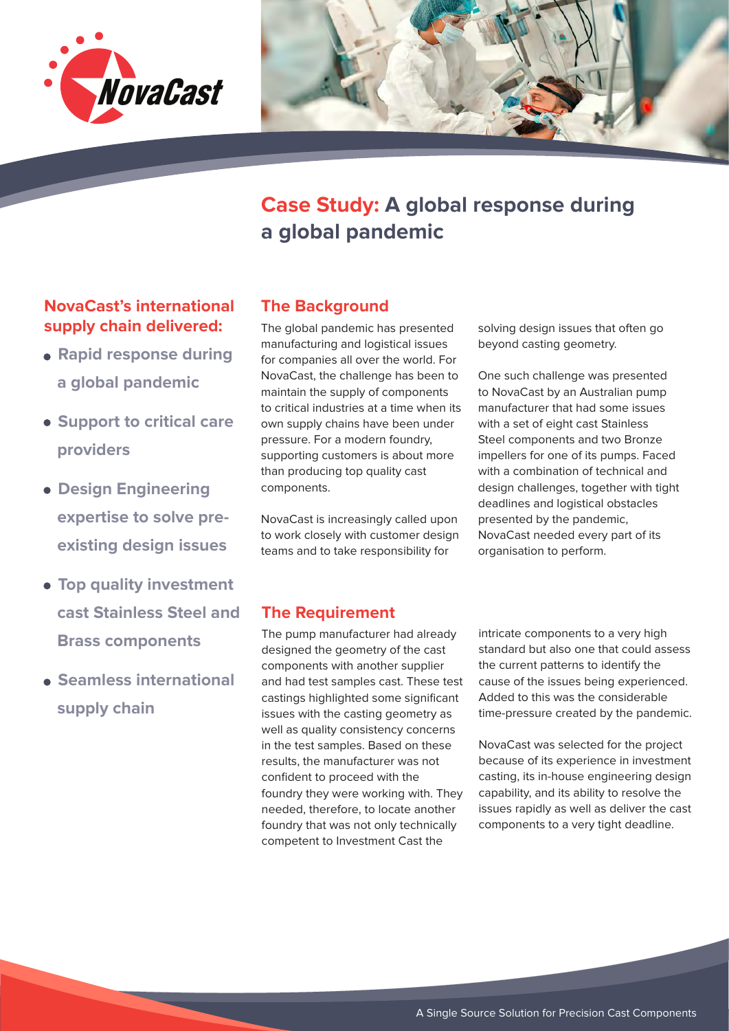# Case Study: A global response during a global pandemic

## NovaCast's international supply chain delivered:

- Rapid response during a global pandemic
- Support to critical care providers
- Design Engineering expertise to solve pre-existing design issues
- Top quality investment cast Stainless Steel and Brass components
- Seamless international supply chain

## The Background

The global pandemic has presented manufacturing and logistical issues for companies all over the world. For NovaCast, the challenge has been to maintain the supply of components to critical industries at a time when its own supply chains have been under pressure. For a modern foundry, supporting customers is about more than producing top quality cast components.

NovaCast is increasingly called upon to work closely with customer design teams and to take responsibility for solving design issues that often go beyond casting geometry.

One such challenge was presented to NovaCast by an Australian pump manufacturer that had some issues with a set of eight cast Stainless Steel components and two Bronze impellers for one of its pumps. Faced with a combination of technical and design challenges, together with tight deadlines and logistical obstacles presented by the pandemic, NovaCast needed every part of its organisation to perform.

## The Requirement

The pump manufacturer had already designed the geometry of the cast components with another supplier and had test samples cast. These test castings highlighted some significant issues with the casting geometry as well as quality consistency concerns in the test samples. Based on these results, the manufacturer was not confident to proceed with the foundry they were working with. They needed, therefore, to locate another foundry that was not only technically competent to Investment Cast the intricate components to a very high standard but also one that could assess the current patterns to identify the cause of the issues being experienced. Added to this was the considerable time-pressure created by the pandemic.

NovaCast was selected for the project because of its experience in investment casting, its in-house engineering design capability, and its ability to resolve the issues rapidly as well as deliver the cast components to a very tight deadline.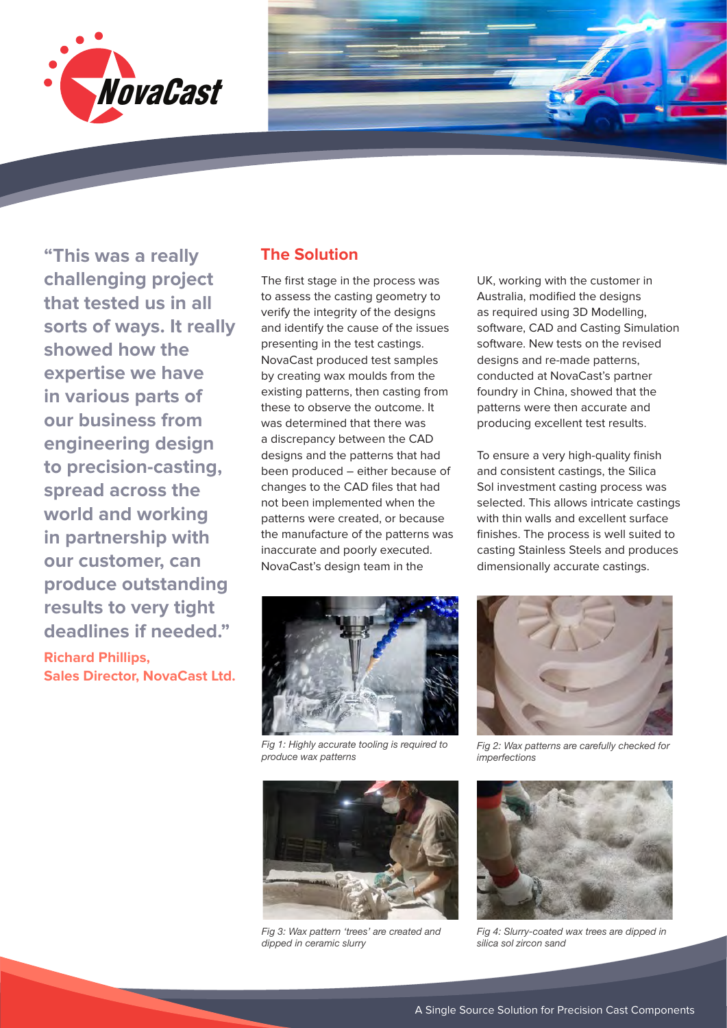> **"This was a really challenging project that tested us in all sorts of ways. It really showed how the expertise we have in various parts of our business from engineering design to precision-casting, spread across the world and working in partnership with our customer, can produce outstanding results to very tight deadlines if needed."**
>
> **Richard Phillips, Sales Director, NovaCast Ltd.**

## The Solution

The first stage in the process was to assess the casting geometry to verify the integrity of the designs and identify the cause of the issues presenting in the test castings. NovaCast produced test samples by creating wax moulds from the existing patterns, then casting from these to observe the outcome. It was determined that there was a discrepancy between the CAD designs and the patterns that had been produced – either because of changes to the CAD files that had not been implemented when the patterns were created, or because the manufacture of the patterns was inaccurate and poorly executed. NovaCast's design team in the UK, working with the customer in Australia, modified the designs as required using 3D Modelling, software, CAD and Casting Simulation software. New tests on the revised designs and re-made patterns, conducted at NovaCast's partner foundry in China, showed that the patterns were then accurate and producing excellent test results.

To ensure a very high-quality finish and consistent castings, the Silica Sol investment casting process was selected. This allows intricate castings with thin walls and excellent surface finishes. The process is well suited to casting Stainless Steels and produces dimensionally accurate castings.

*Fig 1: Highly accurate tooling is required to produce wax patterns*

*Fig 2: Wax patterns are carefully checked for imperfections*

*Fig 3: Wax pattern 'trees' are created and dipped in ceramic slurry*

*Fig 4: Slurry-coated wax trees are dipped in silica sol zircon sand*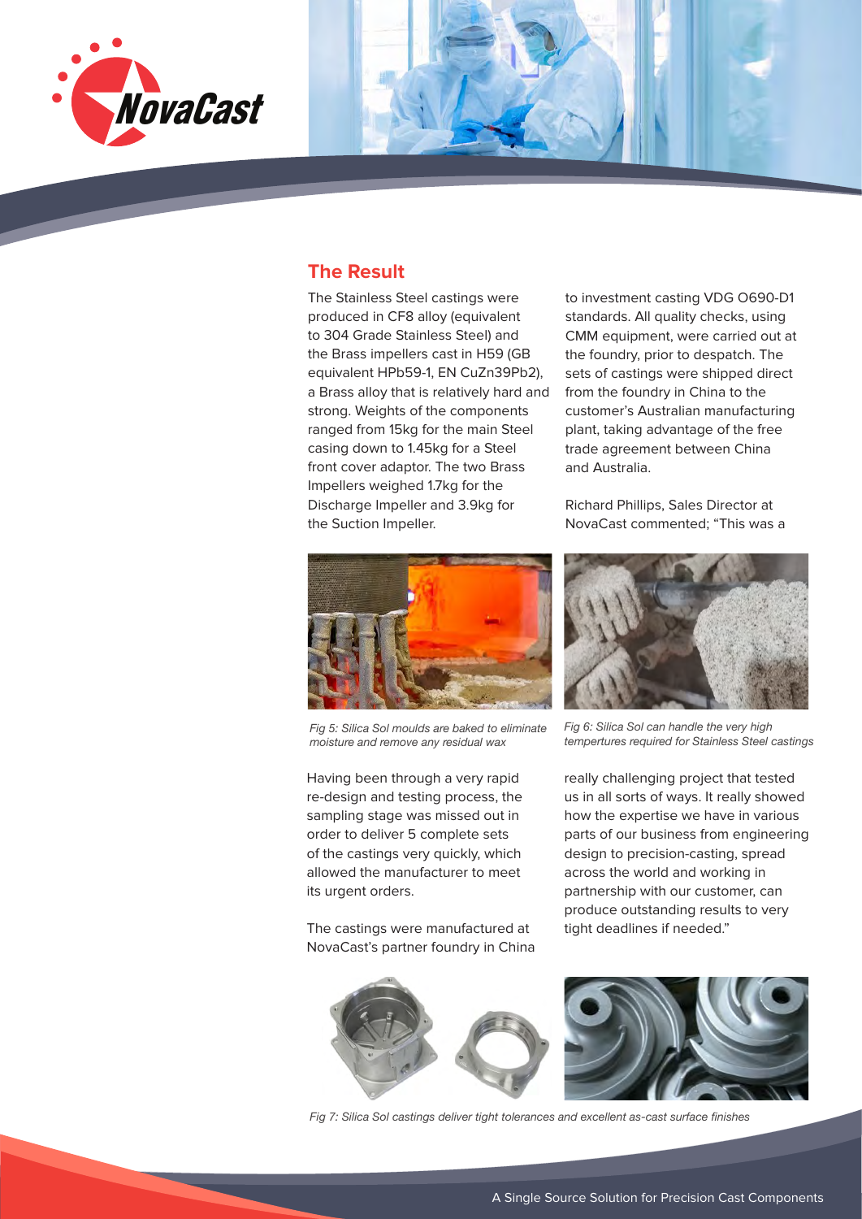## The Result

The Stainless Steel castings were produced in CF8 alloy (equivalent to 304 Grade Stainless Steel) and the Brass impellers cast in H59 (GB equivalent HPb59-1, EN CuZn39Pb2), a Brass alloy that is relatively hard and strong. Weights of the components ranged from 15kg for the main Steel casing down to 1.45kg for a Steel front cover adaptor. The two Brass Impellers weighed 1.7kg for the Discharge Impeller and 3.9kg for the Suction Impeller.

Having been through a very rapid re-design and testing process, the sampling stage was missed out in order to deliver 5 complete sets of the castings very quickly, which allowed the manufacturer to meet its urgent orders.

The castings were manufactured at NovaCast's partner foundry in China to investment casting VDG O690-D1 standards. All quality checks, using CMM equipment, were carried out at the foundry, prior to despatch. The sets of castings were shipped direct from the foundry in China to the customer's Australian manufacturing plant, taking advantage of the free trade agreement between China and Australia.

Richard Phillips, Sales Director at NovaCast commented; "This was a really challenging project that tested us in all sorts of ways. It really showed how the expertise we have in various parts of our business from engineering design to precision-casting, spread across the world and working in partnership with our customer, can produce outstanding results to very tight deadlines if needed."

*Fig 5: Silica Sol moulds are baked to eliminate moisture and remove any residual wax*

*Fig 6: Silica Sol can handle the very high tempertures required for Stainless Steel castings*

*Fig 7: Silica Sol castings deliver tight tolerances and excellent as-cast surface finishes*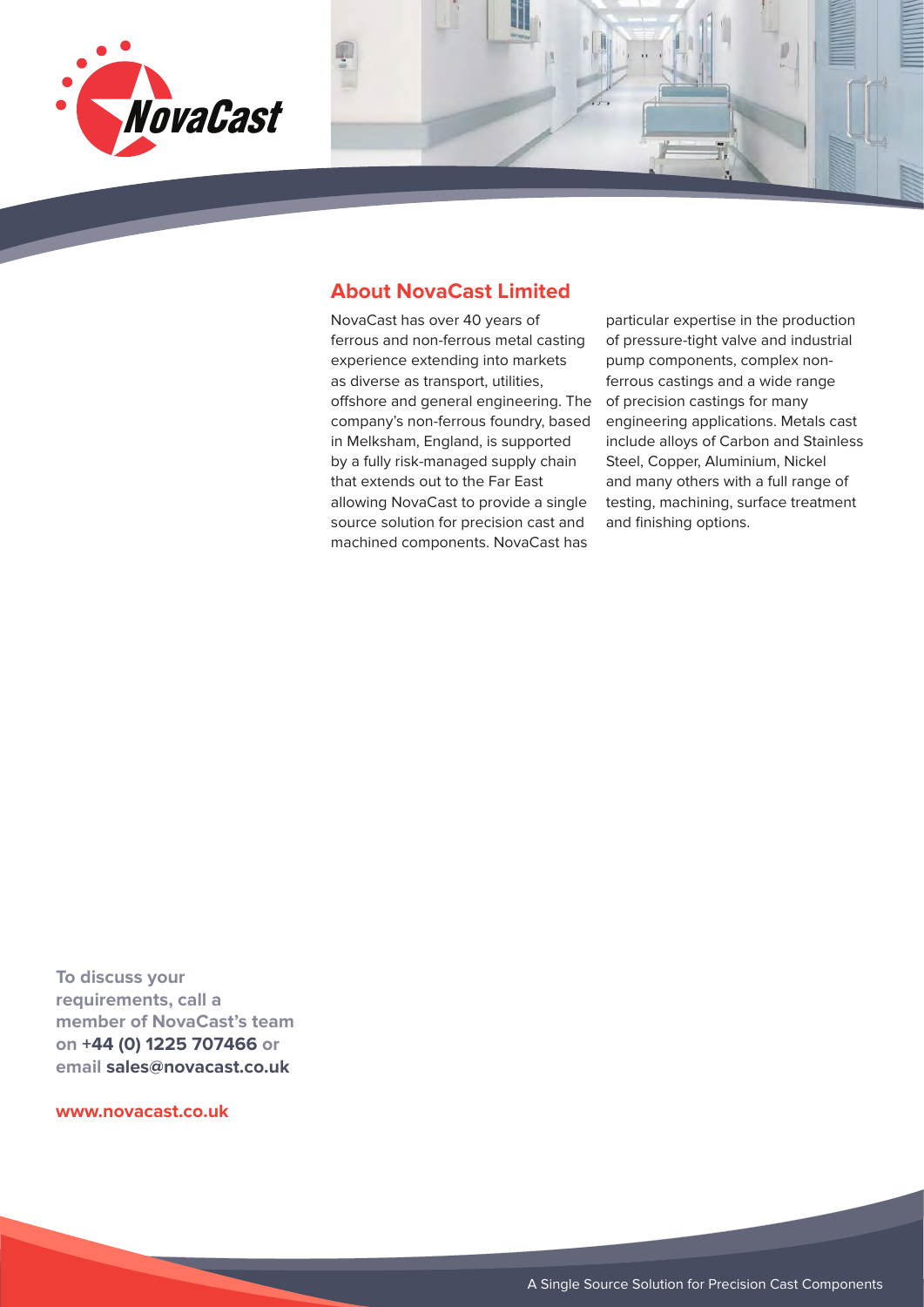NovaCast

## About NovaCast Limited

NovaCast has over 40 years of ferrous and non-ferrous metal casting experience extending into markets as diverse as transport, utilities, offshore and general engineering. The company's non-ferrous foundry, based in Melksham, England, is supported by a fully risk-managed supply chain that extends out to the Far East allowing NovaCast to provide a single source solution for precision cast and machined components. NovaCast has particular expertise in the production of pressure-tight valve and industrial pump components, complex non-ferrous castings and a wide range of precision castings for many engineering applications. Metals cast include alloys of Carbon and Stainless Steel, Copper, Aluminium, Nickel and many others with a full range of testing, machining, surface treatment and finishing options.

**To discuss your requirements, call a member of NovaCast's team on +44 (0) 1225 707466 or email sales@novacast.co.uk**

**www.novacast.co.uk**

A Single Source Solution for Precision Cast Components